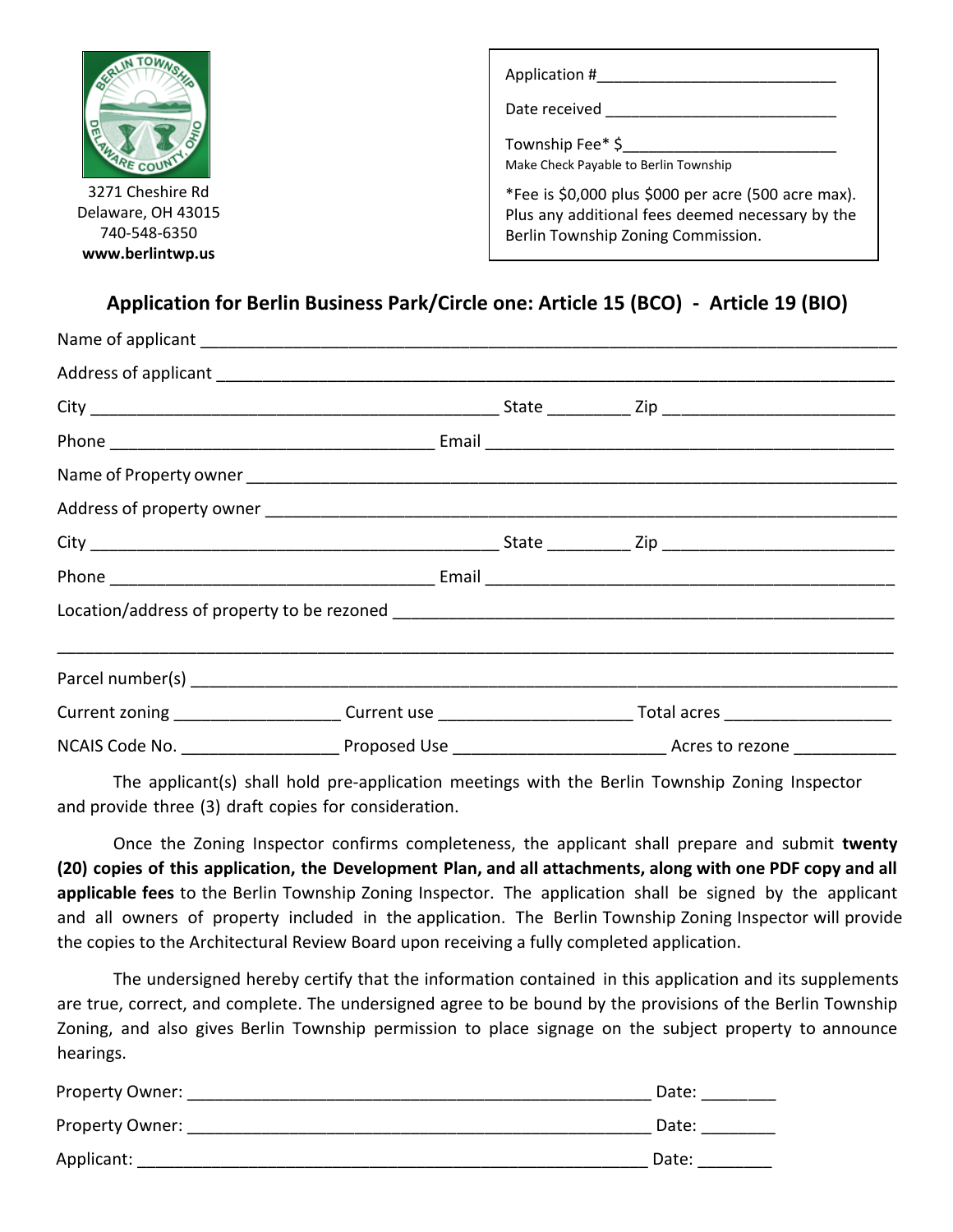3271 Cheshire Rd
Delaware, OH 43015
740-548-6350
**www.berlintwp.us**

Application #___________________________

Date received ___________________________

Township Fee* $________________________
Make Check Payable to Berlin Township

*Fee is $0,000 plus $000 per acre (500 acre max). Plus any additional fees deemed necessary by the Berlin Township Zoning Commission.

## Application for Berlin Business Park/Circle one: Article 15 (BCO) - Article 19 (BIO)

Name of applicant ___________________________________________________________________________

Address of applicant _________________________________________________________________________

City ____________________________________________ State _________ Zip _________________________

Phone ___________________________________ Email ____________________________________________

Name of Property owner _____________________________________________________________________

Address of property owner ___________________________________________________________________

City ____________________________________________ State _________ Zip _________________________

Phone ___________________________________ Email ____________________________________________

Location/address of property to be rezoned ______________________________________________________

_______________________________________________________________________________________

Parcel number(s) ___________________________________________________________________________

Current zoning __________________ Current use ____________________ Total acres __________________

NCAIS Code No. _________________ Proposed Use ______________________ Acres to rezone ___________

The applicant(s) shall hold pre-application meetings with the Berlin Township Zoning Inspector and provide three (3) draft copies for consideration.

Once the Zoning Inspector confirms completeness, the applicant shall prepare and submit **twenty (20) copies of this application, the Development Plan, and all attachments, along with one PDF copy and all applicable fees** to the Berlin Township Zoning Inspector. The application shall be signed by the applicant and all owners of property included in the application. The Berlin Township Zoning Inspector will provide the copies to the Architectural Review Board upon receiving a fully completed application.

The undersigned hereby certify that the information contained in this application and its supplements are true, correct, and complete. The undersigned agree to be bound by the provisions of the Berlin Township Zoning, and also gives Berlin Township permission to place signage on the subject property to announce hearings.

Property Owner: ___________________________________________________ Date: ________

Property Owner: ___________________________________________________ Date: ________

Applicant: ________________________________________________________ Date: ________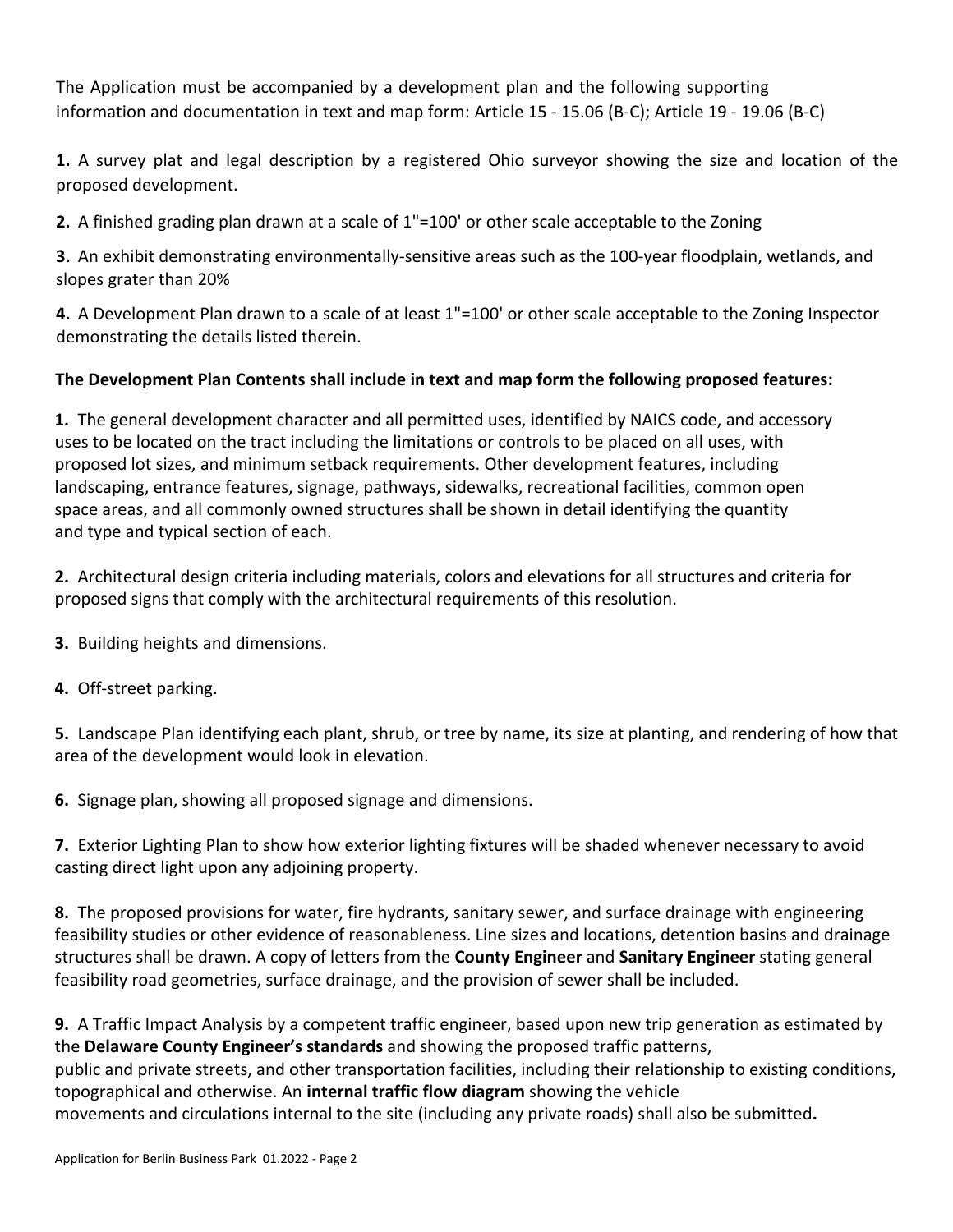The Application must be accompanied by a development plan and the following supporting information and documentation in text and map form: Article 15 - 15.06 (B-C); Article 19 - 19.06 (B-C)

**1.** A survey plat and legal description by a registered Ohio surveyor showing the size and location of the proposed development.

**2.** A finished grading plan drawn at a scale of 1"=100' or other scale acceptable to the Zoning

**3.** An exhibit demonstrating environmentally-sensitive areas such as the 100-year floodplain, wetlands, and slopes grater than 20%

**4.** A Development Plan drawn to a scale of at least 1"=100' or other scale acceptable to the Zoning Inspector demonstrating the details listed therein.

**The Development Plan Contents shall include in text and map form the following proposed features:**

**1.** The general development character and all permitted uses, identified by NAICS code, and accessory uses to be located on the tract including the limitations or controls to be placed on all uses, with proposed lot sizes, and minimum setback requirements. Other development features, including landscaping, entrance features, signage, pathways, sidewalks, recreational facilities, common open space areas, and all commonly owned structures shall be shown in detail identifying the quantity and type and typical section of each.

**2.** Architectural design criteria including materials, colors and elevations for all structures and criteria for proposed signs that comply with the architectural requirements of this resolution.

**3.** Building heights and dimensions.

**4.** Off-street parking.

**5.** Landscape Plan identifying each plant, shrub, or tree by name, its size at planting, and rendering of how that area of the development would look in elevation.

**6.** Signage plan, showing all proposed signage and dimensions.

**7.** Exterior Lighting Plan to show how exterior lighting fixtures will be shaded whenever necessary to avoid casting direct light upon any adjoining property.

**8.** The proposed provisions for water, fire hydrants, sanitary sewer, and surface drainage with engineering feasibility studies or other evidence of reasonableness. Line sizes and locations, detention basins and drainage structures shall be drawn. A copy of letters from the **County Engineer** and **Sanitary Engineer** stating general feasibility road geometries, surface drainage, and the provision of sewer shall be included.

**9.** A Traffic Impact Analysis by a competent traffic engineer, based upon new trip generation as estimated by the **Delaware County Engineer's standards** and showing the proposed traffic patterns, public and private streets, and other transportation facilities, including their relationship to existing conditions, topographical and otherwise. An **internal traffic flow diagram** showing the vehicle movements and circulations internal to the site (including any private roads) shall also be submitted**.**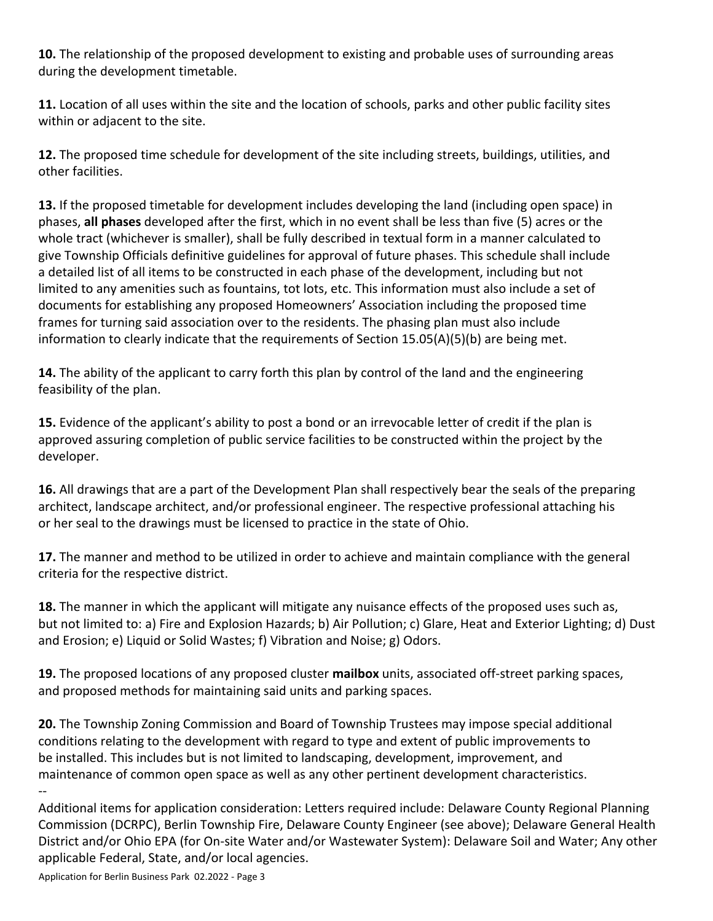**10.** The relationship of the proposed development to existing and probable uses of surrounding areas during the development timetable.

**11.** Location of all uses within the site and the location of schools, parks and other public facility sites within or adjacent to the site.

**12.** The proposed time schedule for development of the site including streets, buildings, utilities, and other facilities.

**13.** If the proposed timetable for development includes developing the land (including open space) in phases, **all phases** developed after the first, which in no event shall be less than five (5) acres or the whole tract (whichever is smaller), shall be fully described in textual form in a manner calculated to give Township Officials definitive guidelines for approval of future phases. This schedule shall include a detailed list of all items to be constructed in each phase of the development, including but not limited to any amenities such as fountains, tot lots, etc. This information must also include a set of documents for establishing any proposed Homeowners' Association including the proposed time frames for turning said association over to the residents. The phasing plan must also include information to clearly indicate that the requirements of Section 15.05(A)(5)(b) are being met.

**14.** The ability of the applicant to carry forth this plan by control of the land and the engineering feasibility of the plan.

**15.** Evidence of the applicant's ability to post a bond or an irrevocable letter of credit if the plan is approved assuring completion of public service facilities to be constructed within the project by the developer.

**16.** All drawings that are a part of the Development Plan shall respectively bear the seals of the preparing architect, landscape architect, and/or professional engineer. The respective professional attaching his or her seal to the drawings must be licensed to practice in the state of Ohio.

**17.** The manner and method to be utilized in order to achieve and maintain compliance with the general criteria for the respective district.

**18.** The manner in which the applicant will mitigate any nuisance effects of the proposed uses such as, but not limited to: a) Fire and Explosion Hazards; b) Air Pollution; c) Glare, Heat and Exterior Lighting; d) Dust and Erosion; e) Liquid or Solid Wastes; f) Vibration and Noise; g) Odors.

**19.** The proposed locations of any proposed cluster **mailbox** units, associated off-street parking spaces, and proposed methods for maintaining said units and parking spaces.

**20.** The Township Zoning Commission and Board of Township Trustees may impose special additional conditions relating to the development with regard to type and extent of public improvements to be installed. This includes but is not limited to landscaping, development, improvement, and maintenance of common open space as well as any other pertinent development characteristics.

--

Additional items for application consideration: Letters required include: Delaware County Regional Planning Commission (DCRPC), Berlin Township Fire, Delaware County Engineer (see above); Delaware General Health District and/or Ohio EPA (for On-site Water and/or Wastewater System): Delaware Soil and Water; Any other applicable Federal, State, and/or local agencies.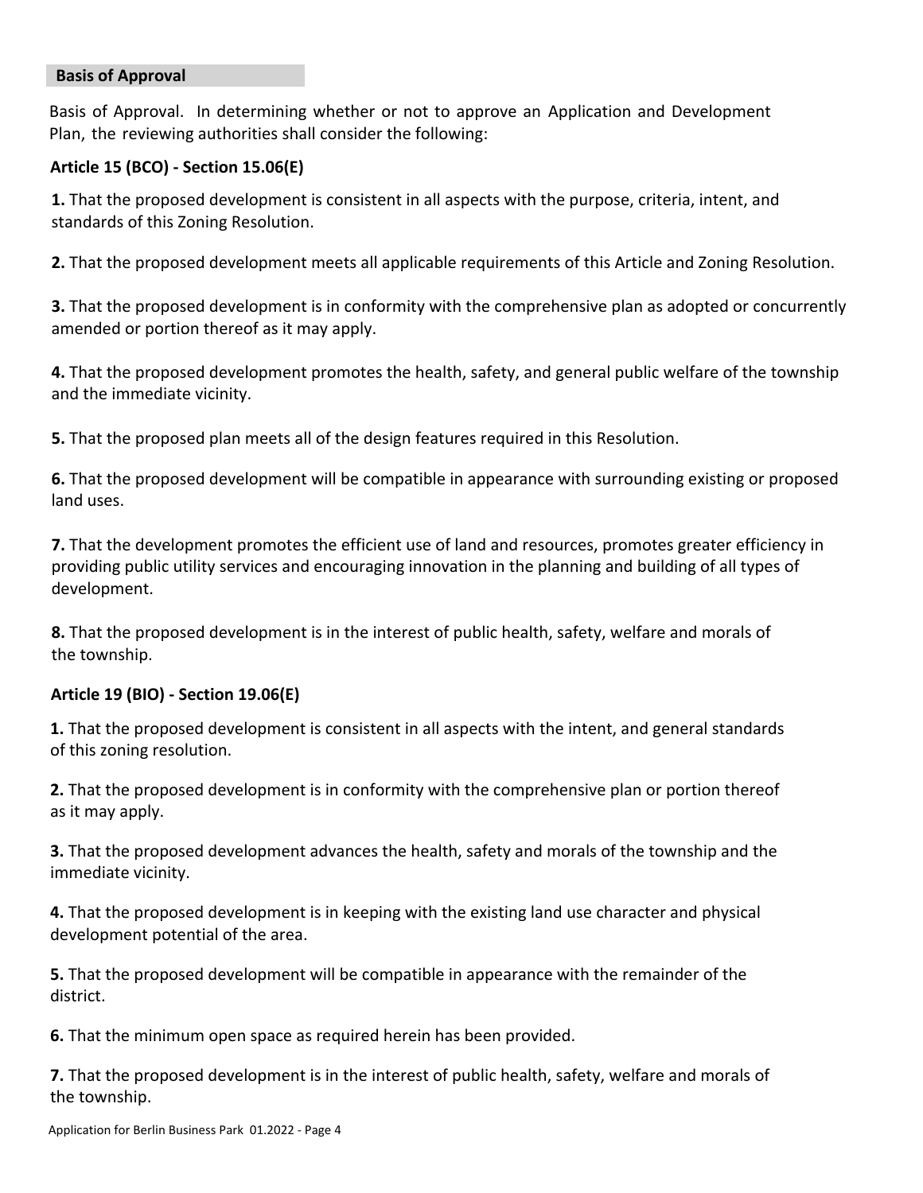## Basis of Approval

Basis of Approval. In determining whether or not to approve an Application and Development Plan, the reviewing authorities shall consider the following:

### Article 15 (BCO) - Section 15.06(E)

**1.** That the proposed development is consistent in all aspects with the purpose, criteria, intent, and standards of this Zoning Resolution.

**2.** That the proposed development meets all applicable requirements of this Article and Zoning Resolution.

**3.** That the proposed development is in conformity with the comprehensive plan as adopted or concurrently amended or portion thereof as it may apply.

**4.** That the proposed development promotes the health, safety, and general public welfare of the township and the immediate vicinity.

**5.** That the proposed plan meets all of the design features required in this Resolution.

**6.** That the proposed development will be compatible in appearance with surrounding existing or proposed land uses.

**7.** That the development promotes the efficient use of land and resources, promotes greater efficiency in providing public utility services and encouraging innovation in the planning and building of all types of development.

**8.** That the proposed development is in the interest of public health, safety, welfare and morals of the township.

### Article 19 (BIO) - Section 19.06(E)

**1.** That the proposed development is consistent in all aspects with the intent, and general standards of this zoning resolution.

**2.** That the proposed development is in conformity with the comprehensive plan or portion thereof as it may apply.

**3.** That the proposed development advances the health, safety and morals of the township and the immediate vicinity.

**4.** That the proposed development is in keeping with the existing land use character and physical development potential of the area.

**5.** That the proposed development will be compatible in appearance with the remainder of the district.

**6.** That the minimum open space as required herein has been provided.

**7.** That the proposed development is in the interest of public health, safety, welfare and morals of the township.